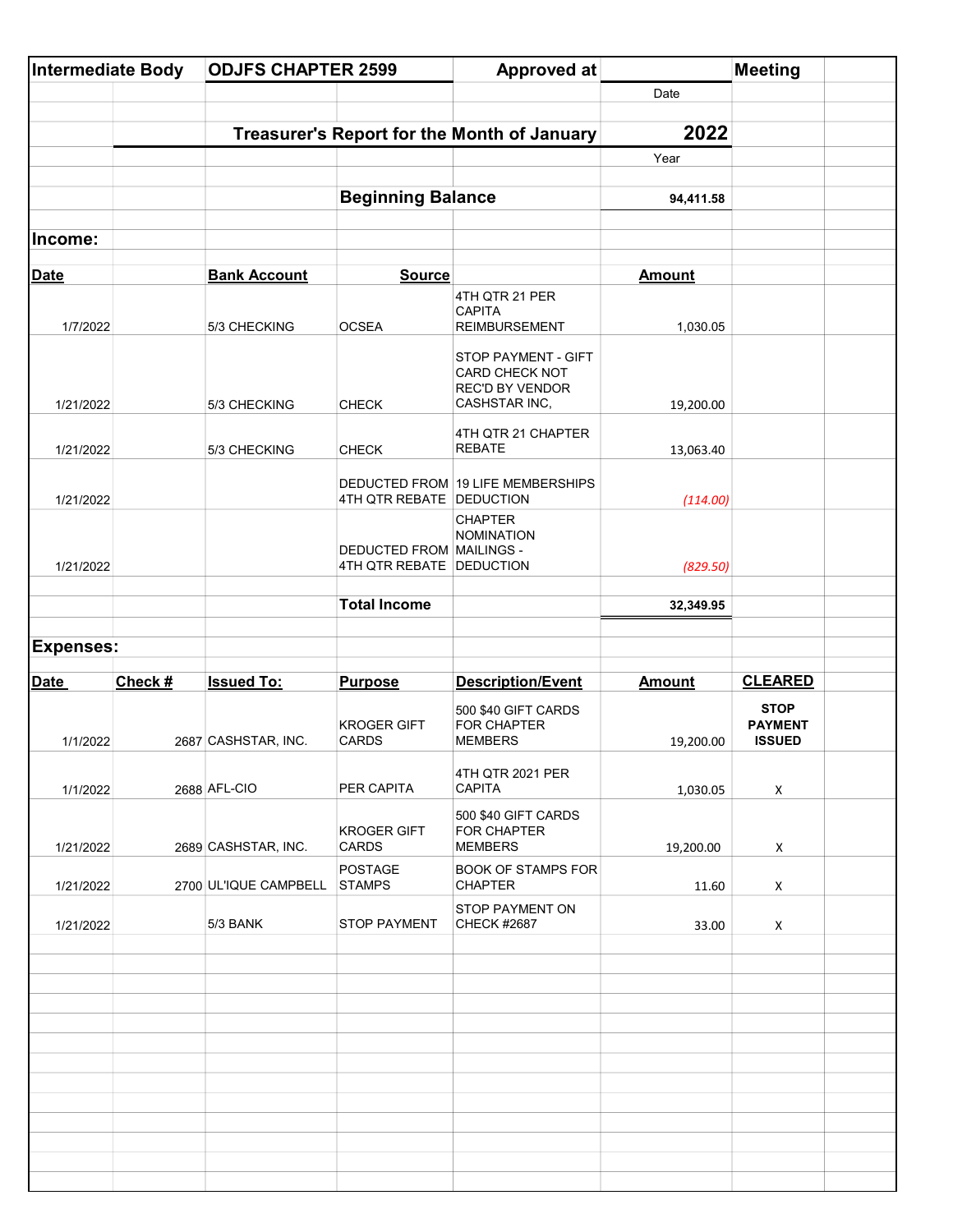| Intermediate Body | ODJFS CHAPTER 2599 | Approved at | | Meeting |
|---|---|---|---|---|
| | | | Date | |

## Treasurer's Report for the Month of January 2022

Year: 2022

**Beginning Balance:** 94,411.58

### Income:

| Date | Bank Account | Source | | Amount |
|---|---|---|---|---|
| 1/7/2022 | 5/3 CHECKING | OCSEA | 4TH QTR 21 PER CAPITA REIMBURSEMENT | 1,030.05 |
| 1/21/2022 | 5/3 CHECKING | CHECK | STOP PAYMENT - GIFT CARD CHECK NOT REC'D BY VENDOR CASHSTAR INC, | 19,200.00 |
| 1/21/2022 | 5/3 CHECKING | CHECK | 4TH QTR 21 CHAPTER REBATE | 13,063.40 |
| 1/21/2022 | | DEDUCTED FROM 4TH QTR REBATE | 19 LIFE MEMBERSHIPS DEDUCTION | (114.00) |
| 1/21/2022 | | DEDUCTED FROM 4TH QTR REBATE | CHAPTER NOMINATION MAILINGS - DEDUCTION | (829.50) |
| | | **Total Income** | | **32,349.95** |

### Expenses:

| Date | Check # | Issued To: | Purpose | Description/Event | Amount | CLEARED |
|---|---|---|---|---|---|---|
| 1/1/2022 | 2687 | CASHSTAR, INC. | KROGER GIFT CARDS | 500 $40 GIFT CARDS FOR CHAPTER MEMBERS | 19,200.00 | **STOP PAYMENT ISSUED** |
| 1/1/2022 | 2688 | AFL-CIO | PER CAPITA | 4TH QTR 2021 PER CAPITA | 1,030.05 | X |
| 1/21/2022 | 2689 | CASHSTAR, INC. | KROGER GIFT CARDS | 500 $40 GIFT CARDS FOR CHAPTER MEMBERS | 19,200.00 | X |
| 1/21/2022 | 2700 | UL'IQUE CAMPBELL | POSTAGE STAMPS | BOOK OF STAMPS FOR CHAPTER | 11.60 | X |
| 1/21/2022 | | 5/3 BANK | STOP PAYMENT | STOP PAYMENT ON CHECK #2687 | 33.00 | X |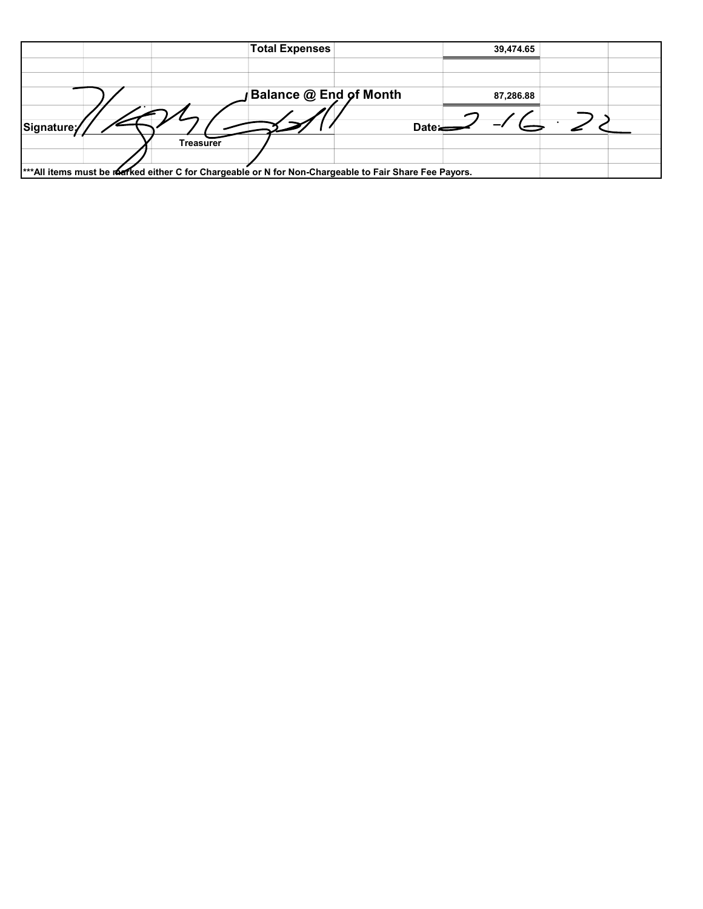| | | | | | | | |
|---|---|---|---|---|---|---|---|
| | | | **Total Expenses** | | 39,474.65 | | |
| | | | | | | | |
| | | | | | | | |
| | | | **Balance @ End of Month** | | 87,286.88 | | |
| **Signature:** | | | | **Date:** | 2-16-22 | | |
| | | **Treasurer** | | | | | |
| | | | | | | | |
| ***All items must be marked either C for Chargeable or N for Non-Chargeable to Fair Share Fee Payors. | | | | | | | |